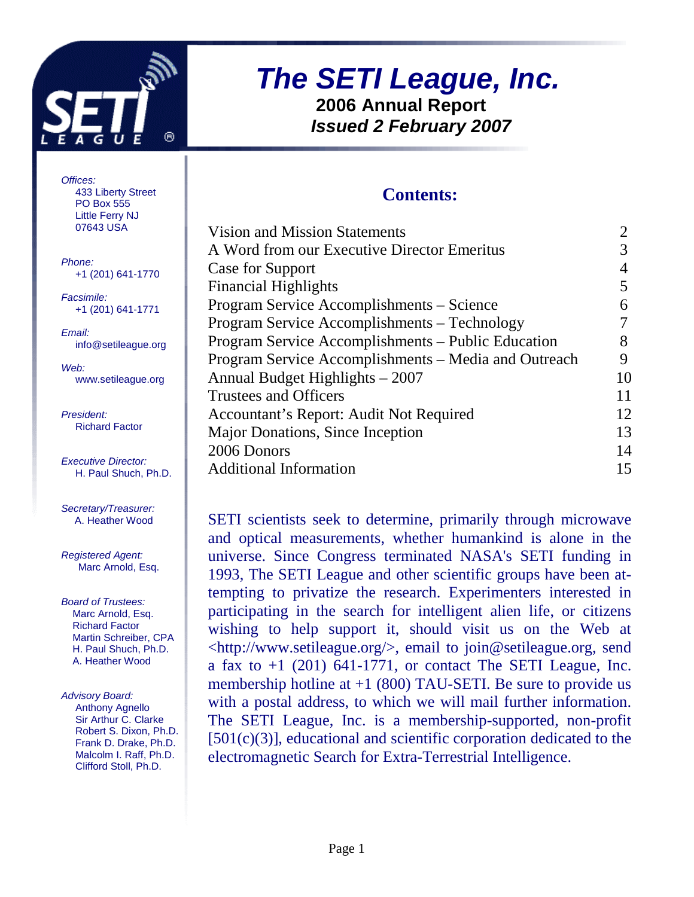# The SETI League, Inc.

**2006 Annual Report**

***Issued 2 February 2007***

*Offices:*
433 Liberty Street
PO Box 555
Little Ferry NJ
07643 USA

*Phone:*
+1 (201) 641-1770

*Facsimile:*
+1 (201) 641-1771

*Email:*
info@setileague.org

*Web:*
www.setileague.org

*President:*
Richard Factor

*Executive Director:*
H. Paul Shuch, Ph.D.

*Secretary/Treasurer:*
A. Heather Wood

*Registered Agent:*
Marc Arnold, Esq.

*Board of Trustees:*
Marc Arnold, Esq.
Richard Factor
Martin Schreiber, CPA
H. Paul Shuch, Ph.D.
A. Heather Wood

*Advisory Board:*
Anthony Agnello
Sir Arthur C. Clarke
Robert S. Dixon, Ph.D.
Frank D. Drake, Ph.D.
Malcolm I. Raff, Ph.D.
Clifford Stoll, Ph.D.

## Contents:

| | |
|---|---|
| Vision and Mission Statements | 2 |
| A Word from our Executive Director Emeritus | 3 |
| Case for Support | 4 |
| Financial Highlights | 5 |
| Program Service Accomplishments – Science | 6 |
| Program Service Accomplishments – Technology | 7 |
| Program Service Accomplishments – Public Education | 8 |
| Program Service Accomplishments – Media and Outreach | 9 |
| Annual Budget Highlights – 2007 | 10 |
| Trustees and Officers | 11 |
| Accountant's Report: Audit Not Required | 12 |
| Major Donations, Since Inception | 13 |
| 2006 Donors | 14 |
| Additional Information | 15 |

SETI scientists seek to determine, primarily through microwave and optical measurements, whether humankind is alone in the universe. Since Congress terminated NASA's SETI funding in 1993, The SETI League and other scientific groups have been attempting to privatize the research. Experimenters interested in participating in the search for intelligent alien life, or citizens wishing to help support it, should visit us on the Web at <http://www.setileague.org/>, email to join@setileague.org, send a fax to +1 (201) 641-1771, or contact The SETI League, Inc. membership hotline at +1 (800) TAU-SETI. Be sure to provide us with a postal address, to which we will mail further information. The SETI League, Inc. is a membership-supported, non-profit [501(c)(3)], educational and scientific corporation dedicated to the electromagnetic Search for Extra-Terrestrial Intelligence.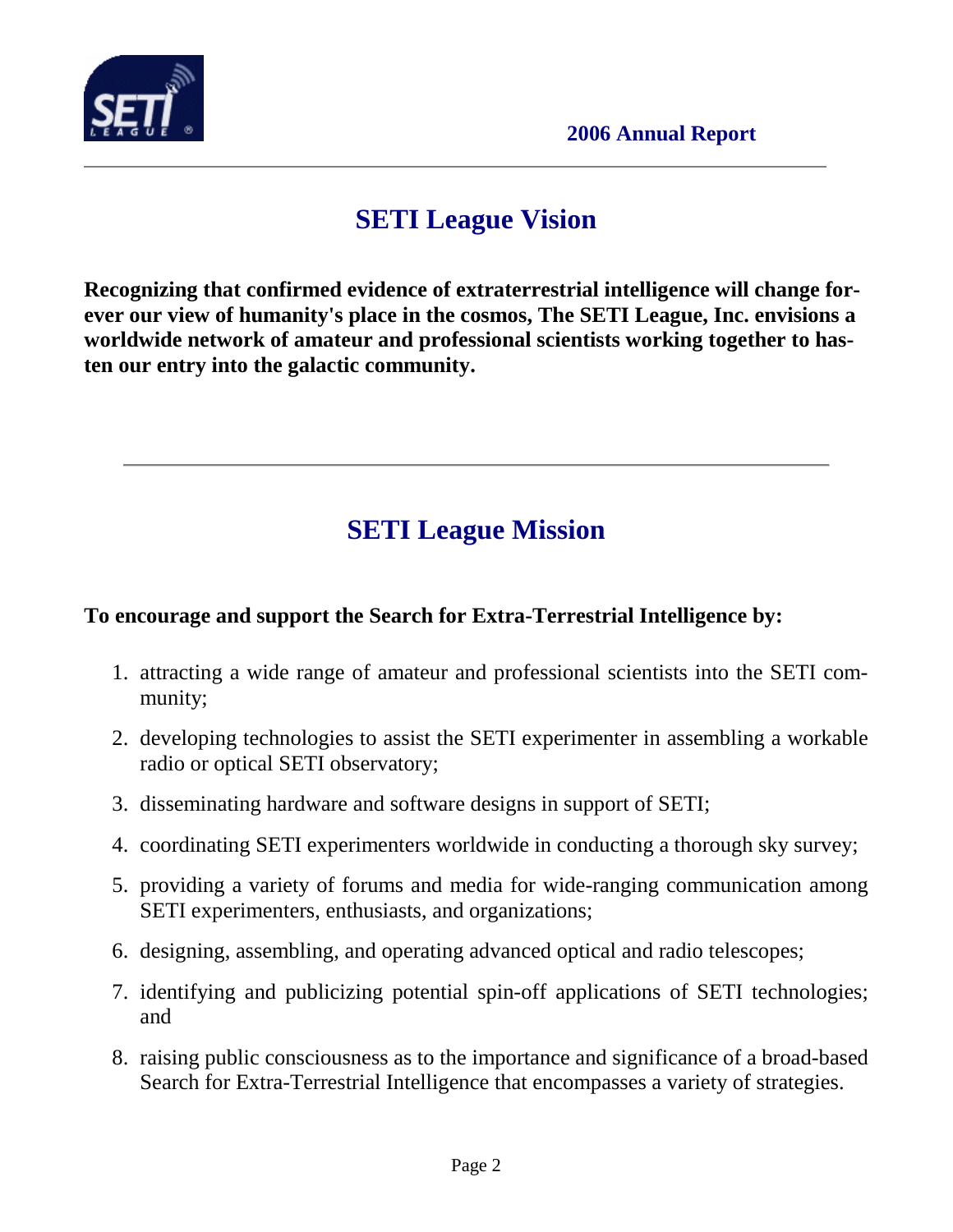## SETI League Vision

**Recognizing that confirmed evidence of extraterrestrial intelligence will change forever our view of humanity's place in the cosmos, The SETI League, Inc. envisions a worldwide network of amateur and professional scientists working together to hasten our entry into the galactic community.**

---

## SETI League Mission

**To encourage and support the Search for Extra-Terrestrial Intelligence by:**

1. attracting a wide range of amateur and professional scientists into the SETI community;
2. developing technologies to assist the SETI experimenter in assembling a workable radio or optical SETI observatory;
3. disseminating hardware and software designs in support of SETI;
4. coordinating SETI experimenters worldwide in conducting a thorough sky survey;
5. providing a variety of forums and media for wide-ranging communication among SETI experimenters, enthusiasts, and organizations;
6. designing, assembling, and operating advanced optical and radio telescopes;
7. identifying and publicizing potential spin-off applications of SETI technologies; and
8. raising public consciousness as to the importance and significance of a broad-based Search for Extra-Terrestrial Intelligence that encompasses a variety of strategies.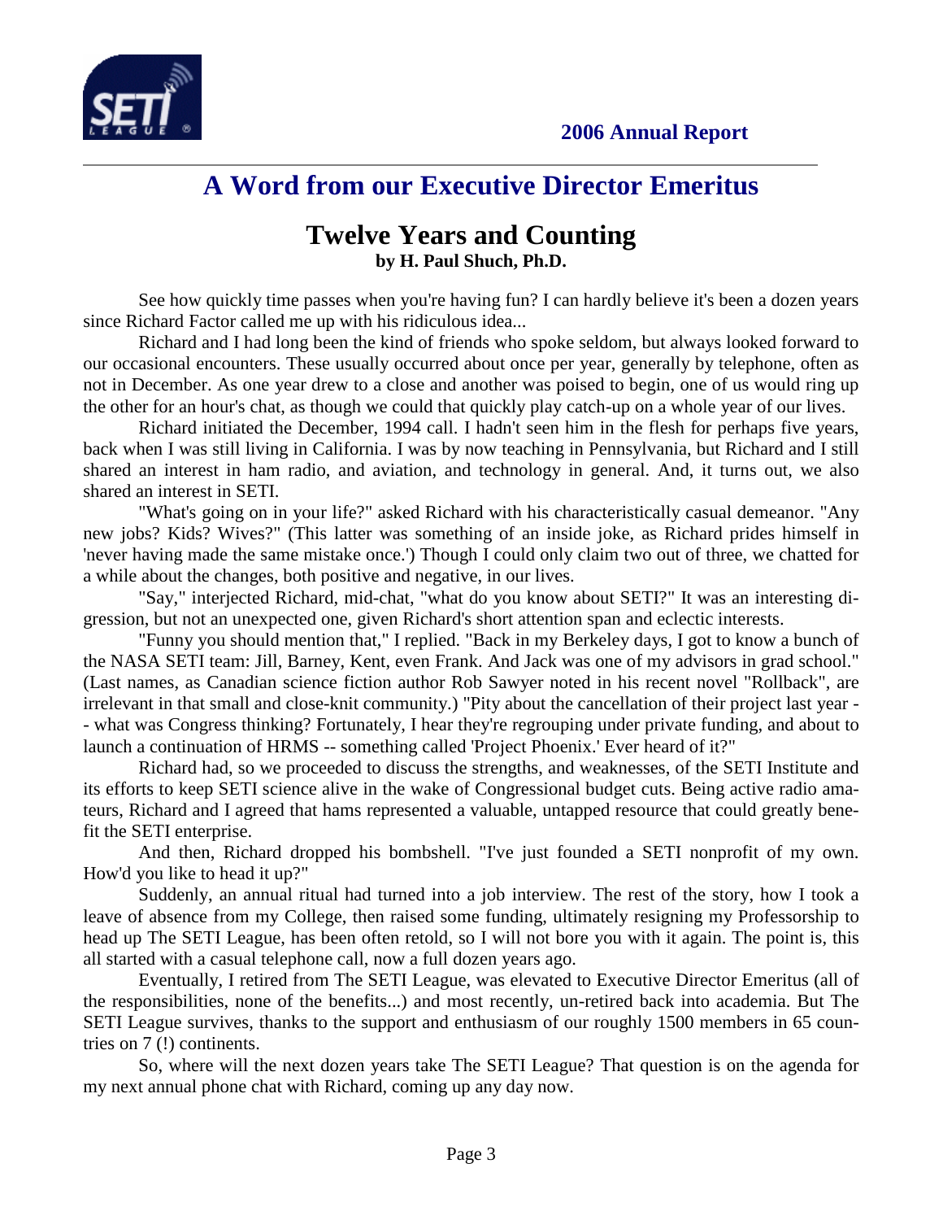## A Word from our Executive Director Emeritus

### Twelve Years and Counting

**by H. Paul Shuch, Ph.D.**

See how quickly time passes when you're having fun? I can hardly believe it's been a dozen years since Richard Factor called me up with his ridiculous idea...

Richard and I had long been the kind of friends who spoke seldom, but always looked forward to our occasional encounters. These usually occurred about once per year, generally by telephone, often as not in December. As one year drew to a close and another was poised to begin, one of us would ring up the other for an hour's chat, as though we could that quickly play catch-up on a whole year of our lives.

Richard initiated the December, 1994 call. I hadn't seen him in the flesh for perhaps five years, back when I was still living in California. I was by now teaching in Pennsylvania, but Richard and I still shared an interest in ham radio, and aviation, and technology in general. And, it turns out, we also shared an interest in SETI.

"What's going on in your life?" asked Richard with his characteristically casual demeanor. "Any new jobs? Kids? Wives?" (This latter was something of an inside joke, as Richard prides himself in 'never having made the same mistake once.') Though I could only claim two out of three, we chatted for a while about the changes, both positive and negative, in our lives.

"Say," interjected Richard, mid-chat, "what do you know about SETI?" It was an interesting digression, but not an unexpected one, given Richard's short attention span and eclectic interests.

"Funny you should mention that," I replied. "Back in my Berkeley days, I got to know a bunch of the NASA SETI team: Jill, Barney, Kent, even Frank. And Jack was one of my advisors in grad school." (Last names, as Canadian science fiction author Rob Sawyer noted in his recent novel "Rollback", are irrelevant in that small and close-knit community.) "Pity about the cancellation of their project last year -- what was Congress thinking? Fortunately, I hear they're regrouping under private funding, and about to launch a continuation of HRMS -- something called 'Project Phoenix.' Ever heard of it?"

Richard had, so we proceeded to discuss the strengths, and weaknesses, of the SETI Institute and its efforts to keep SETI science alive in the wake of Congressional budget cuts. Being active radio amateurs, Richard and I agreed that hams represented a valuable, untapped resource that could greatly benefit the SETI enterprise.

And then, Richard dropped his bombshell. "I've just founded a SETI nonprofit of my own. How'd you like to head it up?"

Suddenly, an annual ritual had turned into a job interview. The rest of the story, how I took a leave of absence from my College, then raised some funding, ultimately resigning my Professorship to head up The SETI League, has been often retold, so I will not bore you with it again. The point is, this all started with a casual telephone call, now a full dozen years ago.

Eventually, I retired from The SETI League, was elevated to Executive Director Emeritus (all of the responsibilities, none of the benefits...) and most recently, un-retired back into academia. But The SETI League survives, thanks to the support and enthusiasm of our roughly 1500 members in 65 countries on 7 (!) continents.

So, where will the next dozen years take The SETI League? That question is on the agenda for my next annual phone chat with Richard, coming up any day now.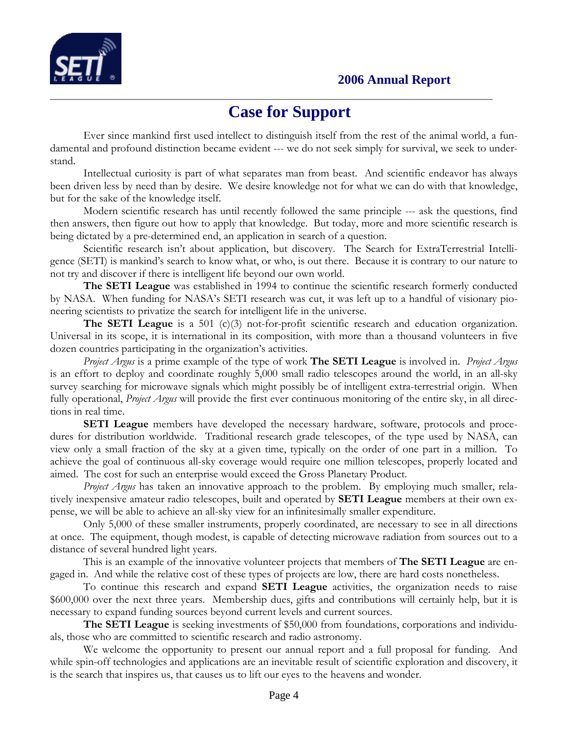# Case for Support

Ever since mankind first used intellect to distinguish itself from the rest of the animal world, a fundamental and profound distinction became evident --- we do not seek simply for survival, we seek to understand.

Intellectual curiosity is part of what separates man from beast. And scientific endeavor has always been driven less by need than by desire. We desire knowledge not for what we can do with that knowledge, but for the sake of the knowledge itself.

Modern scientific research has until recently followed the same principle --- ask the questions, find then answers, then figure out how to apply that knowledge. But today, more and more scientific research is being dictated by a pre-determined end, an application in search of a question.

Scientific research isn't about application, but discovery. The Search for ExtraTerrestrial Intelligence (SETI) is mankind's search to know what, or who, is out there. Because it is contrary to our nature to not try and discover if there is intelligent life beyond our own world.

**The SETI League** was established in 1994 to continue the scientific research formerly conducted by NASA. When funding for NASA's SETI research was cut, it was left up to a handful of visionary pioneering scientists to privatize the search for intelligent life in the universe.

**The SETI League** is a 501 (c)(3) not-for-profit scientific research and education organization. Universal in its scope, it is international in its composition, with more than a thousand volunteers in five dozen countries participating in the organization's activities.

*Project Argus* is a prime example of the type of work **The SETI League** is involved in. *Project Argus* is an effort to deploy and coordinate roughly 5,000 small radio telescopes around the world, in an all-sky survey searching for microwave signals which might possibly be of intelligent extra-terrestrial origin. When fully operational, *Project Argus* will provide the first ever continuous monitoring of the entire sky, in all directions in real time.

**SETI League** members have developed the necessary hardware, software, protocols and procedures for distribution worldwide. Traditional research grade telescopes, of the type used by NASA, can view only a small fraction of the sky at a given time, typically on the order of one part in a million. To achieve the goal of continuous all-sky coverage would require one million telescopes, properly located and aimed. The cost for such an enterprise would exceed the Gross Planetary Product.

*Project Argus* has taken an innovative approach to the problem. By employing much smaller, relatively inexpensive amateur radio telescopes, built and operated by **SETI League** members at their own expense, we will be able to achieve an all-sky view for an infinitesimally smaller expenditure.

Only 5,000 of these smaller instruments, properly coordinated, are necessary to see in all directions at once. The equipment, though modest, is capable of detecting microwave radiation from sources out to a distance of several hundred light years.

This is an example of the innovative volunteer projects that members of **The SETI League** are engaged in. And while the relative cost of these types of projects are low, there are hard costs nonetheless.

To continue this research and expand **SETI League** activities, the organization needs to raise $600,000 over the next three years. Membership dues, gifts and contributions will certainly help, but it is necessary to expand funding sources beyond current levels and current sources.

**The SETI League** is seeking investments of $50,000 from foundations, corporations and individuals, those who are committed to scientific research and radio astronomy.

We welcome the opportunity to present our annual report and a full proposal for funding. And while spin-off technologies and applications are an inevitable result of scientific exploration and discovery, it is the search that inspires us, that causes us to lift our eyes to the heavens and wonder.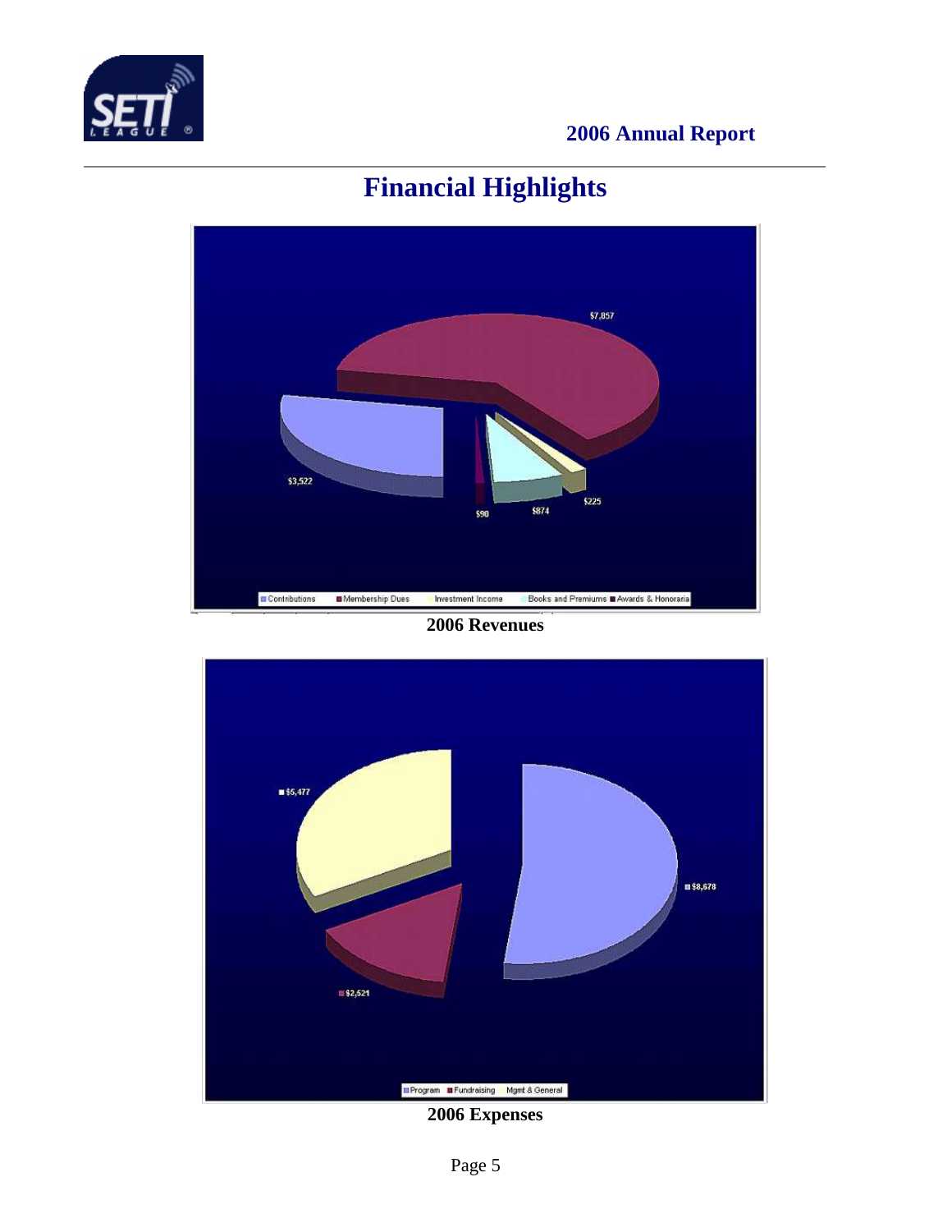# Financial Highlights

2006 Revenues

2006 Expenses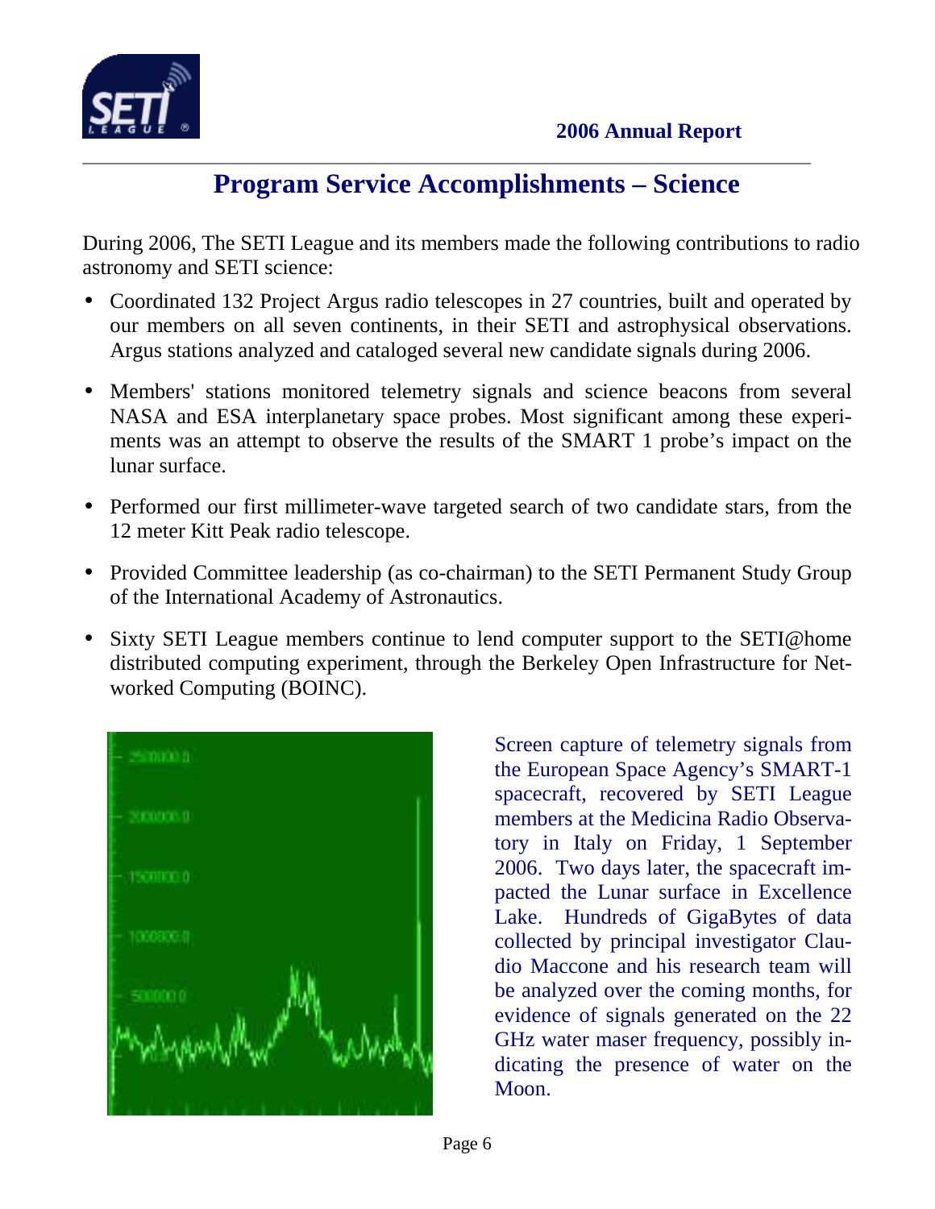## Program Service Accomplishments – Science

During 2006, The SETI League and its members made the following contributions to radio astronomy and SETI science:

- Coordinated 132 Project Argus radio telescopes in 27 countries, built and operated by our members on all seven continents, in their SETI and astrophysical observations. Argus stations analyzed and cataloged several new candidate signals during 2006.
- Members' stations monitored telemetry signals and science beacons from several NASA and ESA interplanetary space probes. Most significant among these experiments was an attempt to observe the results of the SMART 1 probe's impact on the lunar surface.
- Performed our first millimeter-wave targeted search of two candidate stars, from the 12 meter Kitt Peak radio telescope.
- Provided Committee leadership (as co-chairman) to the SETI Permanent Study Group of the International Academy of Astronautics.
- Sixty SETI League members continue to lend computer support to the SETI@home distributed computing experiment, through the Berkeley Open Infrastructure for Networked Computing (BOINC).

Screen capture of telemetry signals from the European Space Agency's SMART-1 spacecraft, recovered by SETI League members at the Medicina Radio Observatory in Italy on Friday, 1 September 2006. Two days later, the spacecraft impacted the Lunar surface in Excellence Lake. Hundreds of GigaBytes of data collected by principal investigator Claudio Maccone and his research team will be analyzed over the coming months, for evidence of signals generated on the 22 GHz water maser frequency, possibly indicating the presence of water on the Moon.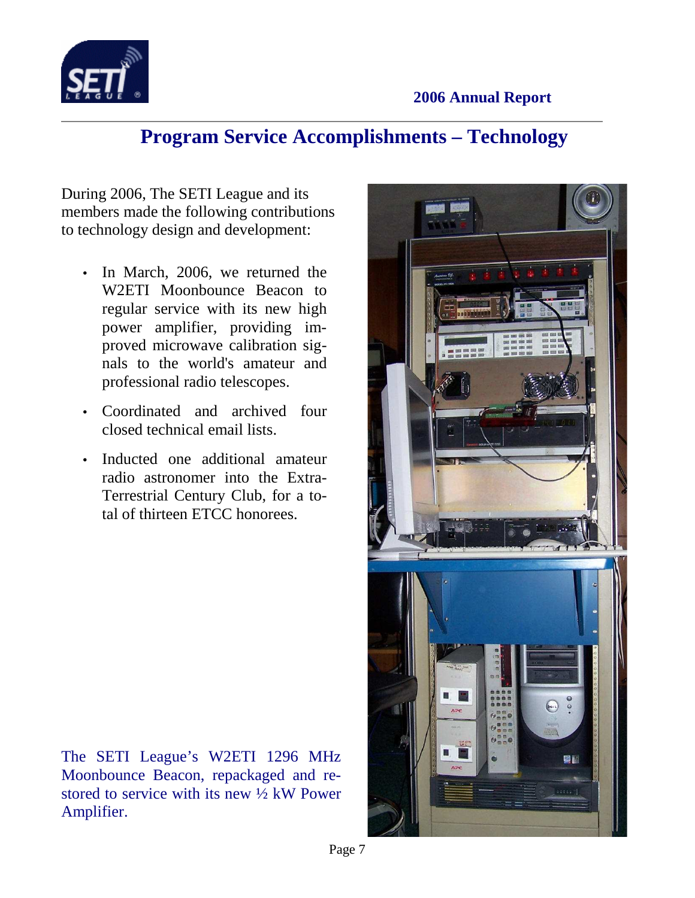# Program Service Accomplishments – Technology

During 2006, The SETI League and its members made the following contributions to technology design and development:

- In March, 2006, we returned the W2ETI Moonbounce Beacon to regular service with its new high power amplifier, providing improved microwave calibration signals to the world's amateur and professional radio telescopes.
- Coordinated and archived four closed technical email lists.
- Inducted one additional amateur radio astronomer into the Extra-Terrestrial Century Club, for a total of thirteen ETCC honorees.

The SETI League's W2ETI 1296 MHz Moonbounce Beacon, repackaged and restored to service with its new ½ kW Power Amplifier.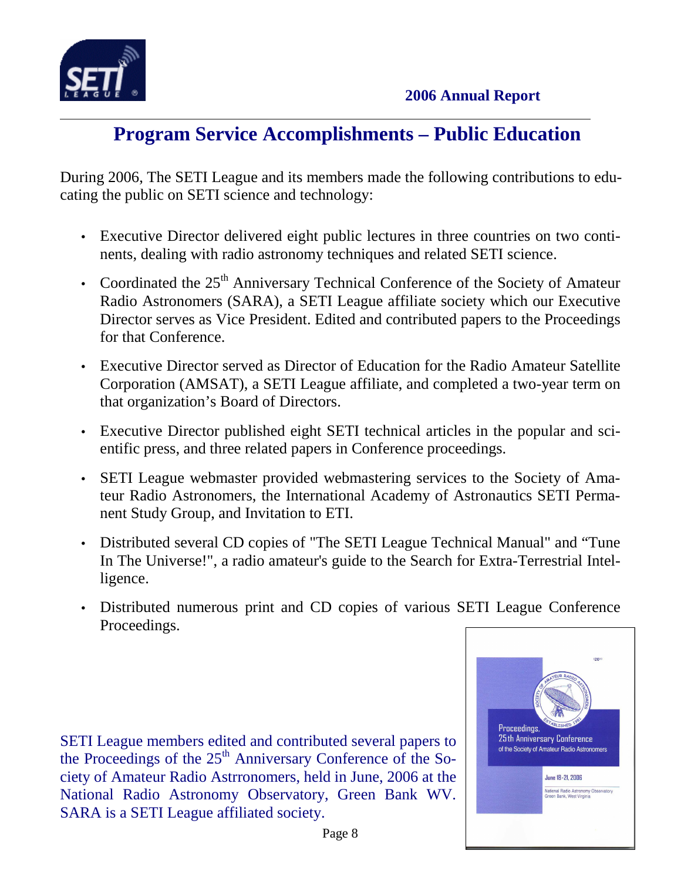## Program Service Accomplishments – Public Education

During 2006, The SETI League and its members made the following contributions to educating the public on SETI science and technology:

- Executive Director delivered eight public lectures in three countries on two continents, dealing with radio astronomy techniques and related SETI science.
- Coordinated the 25th Anniversary Technical Conference of the Society of Amateur Radio Astronomers (SARA), a SETI League affiliate society which our Executive Director serves as Vice President. Edited and contributed papers to the Proceedings for that Conference.
- Executive Director served as Director of Education for the Radio Amateur Satellite Corporation (AMSAT), a SETI League affiliate, and completed a two-year term on that organization's Board of Directors.
- Executive Director published eight SETI technical articles in the popular and scientific press, and three related papers in Conference proceedings.
- SETI League webmaster provided webmastering services to the Society of Amateur Radio Astronomers, the International Academy of Astronautics SETI Permanent Study Group, and Invitation to ETI.
- Distributed several CD copies of "The SETI League Technical Manual" and "Tune In The Universe!", a radio amateur's guide to the Search for Extra-Terrestrial Intelligence.
- Distributed numerous print and CD copies of various SETI League Conference Proceedings.

SETI League members edited and contributed several papers to the Proceedings of the 25th Anniversary Conference of the Society of Amateur Radio Astrronomers, held in June, 2006 at the National Radio Astronomy Observatory, Green Bank WV. SARA is a SETI League affiliated society.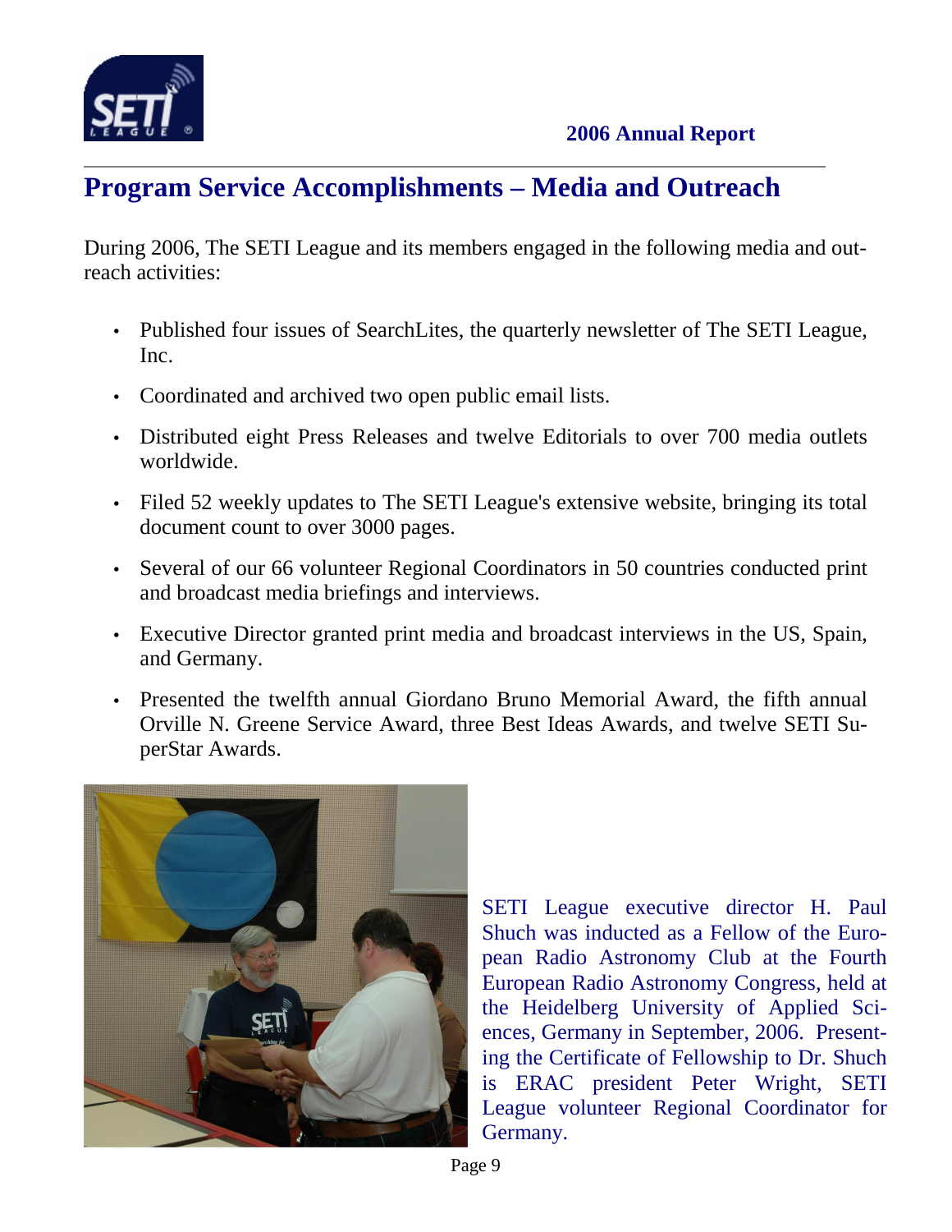## Program Service Accomplishments – Media and Outreach

During 2006, The SETI League and its members engaged in the following media and outreach activities:

- Published four issues of SearchLites, the quarterly newsletter of The SETI League, Inc.
- Coordinated and archived two open public email lists.
- Distributed eight Press Releases and twelve Editorials to over 700 media outlets worldwide.
- Filed 52 weekly updates to The SETI League's extensive website, bringing its total document count to over 3000 pages.
- Several of our 66 volunteer Regional Coordinators in 50 countries conducted print and broadcast media briefings and interviews.
- Executive Director granted print media and broadcast interviews in the US, Spain, and Germany.
- Presented the twelfth annual Giordano Bruno Memorial Award, the fifth annual Orville N. Greene Service Award, three Best Ideas Awards, and twelve SETI SuperStar Awards.

SETI League executive director H. Paul Shuch was inducted as a Fellow of the European Radio Astronomy Club at the Fourth European Radio Astronomy Congress, held at the Heidelberg University of Applied Sciences, Germany in September, 2006. Presenting the Certificate of Fellowship to Dr. Shuch is ERAC president Peter Wright, SETI League volunteer Regional Coordinator for Germany.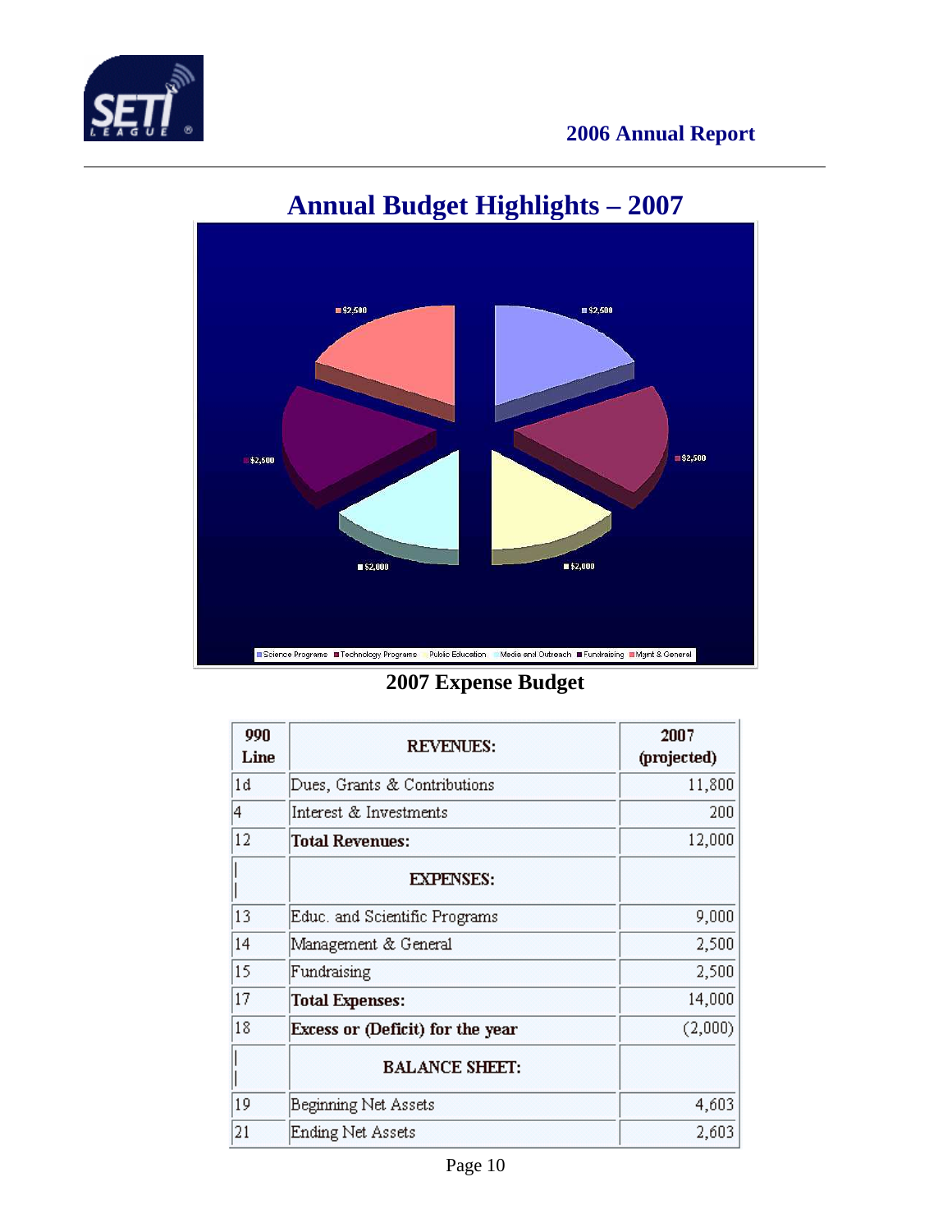# Annual Budget Highlights – 2007

2007 Expense Budget

| 990 Line | REVENUES: | 2007 (projected) |
|---|---|---|
| 1d | Dues, Grants & Contributions | 11,800 |
| 4 | Interest & Investments | 200 |
| 12 | **Total Revenues:** | 12,000 |
| | **EXPENSES:** | |
| 13 | Educ. and Scientific Programs | 9,000 |
| 14 | Management & General | 2,500 |
| 15 | Fundraising | 2,500 |
| 17 | **Total Expenses:** | 14,000 |
| 18 | **Excess or (Deficit) for the year** | (2,000) |
| | **BALANCE SHEET:** | |
| 19 | Beginning Net Assets | 4,603 |
| 21 | Ending Net Assets | 2,603 |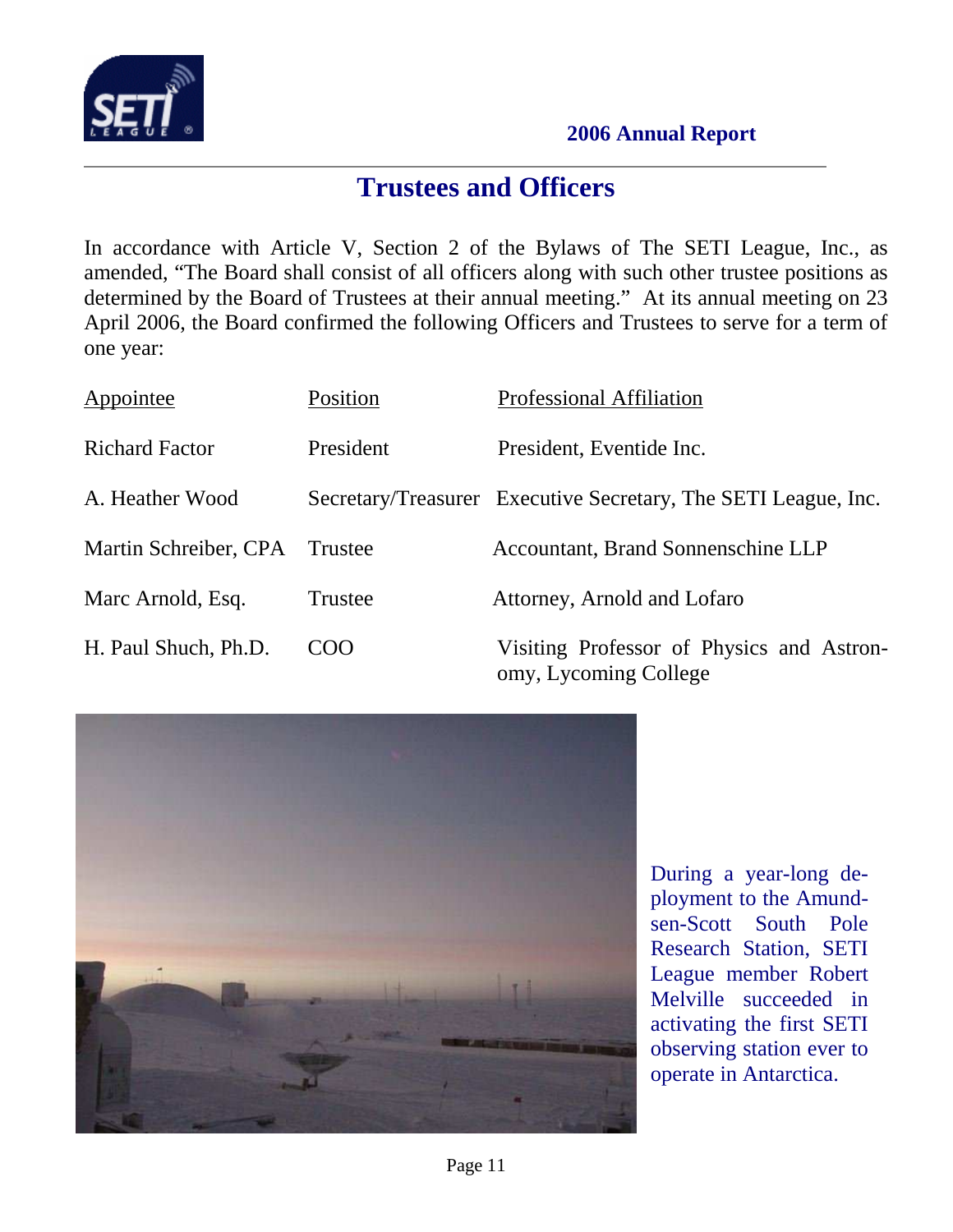# Trustees and Officers

In accordance with Article V, Section 2 of the Bylaws of The SETI League, Inc., as amended, "The Board shall consist of all officers along with such other trustee positions as determined by the Board of Trustees at their annual meeting." At its annual meeting on 23 April 2006, the Board confirmed the following Officers and Trustees to serve for a term of one year:

| Appointee | Position | Professional Affiliation |
|---|---|---|
| Richard Factor | President | President, Eventide Inc. |
| A. Heather Wood | Secretary/Treasurer | Executive Secretary, The SETI League, Inc. |
| Martin Schreiber, CPA | Trustee | Accountant, Brand Sonnenschine LLP |
| Marc Arnold, Esq. | Trustee | Attorney, Arnold and Lofaro |
| H. Paul Shuch, Ph.D. | COO | Visiting Professor of Physics and Astronomy, Lycoming College |

During a year-long deployment to the Amundsen-Scott South Pole Research Station, SETI League member Robert Melville succeeded in activating the first SETI observing station ever to operate in Antarctica.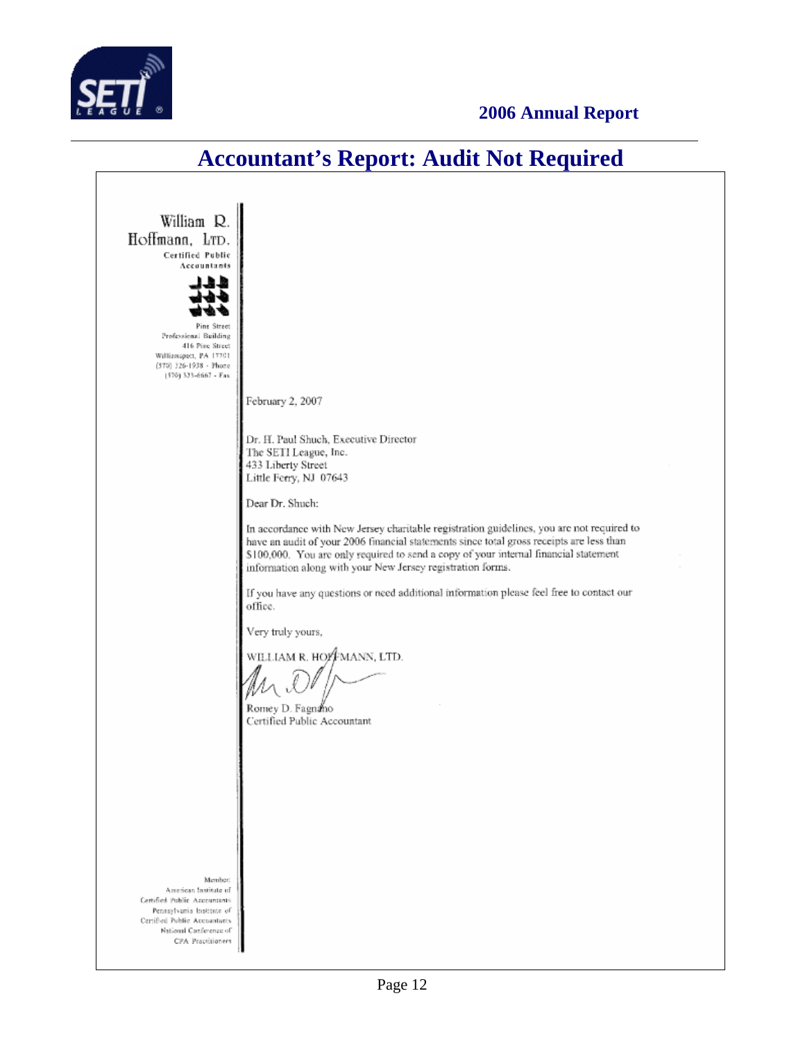# Accountant's Report: Audit Not Required

William R. Hoffmann, LTD.
Certified Public Accountants

Pine Street Professional Building
416 Pine Street
Williamsport, PA 17701
(570) 326-1938 - Phone
(570) 323-6667 - Fax

February 2, 2007

Dr. H. Paul Shuch, Executive Director
The SETI League, Inc.
433 Liberty Street
Little Ferry, NJ 07643

Dear Dr. Shuch:

In accordance with New Jersey charitable registration guidelines, you are not required to have an audit of your 2006 financial statements since total gross receipts are less than $100,000. You are only required to send a copy of your internal financial statement information along with your New Jersey registration forms.

If you have any questions or need additional information please feel free to contact our office.

Very truly yours,

WILLIAM R. HOFFMANN, LTD.

Romey D. Fagnano
Certified Public Accountant

Member:
American Institute of Certified Public Accountants
Pennsylvania Institute of Certified Public Accountants
National Conference of CPA Practitioners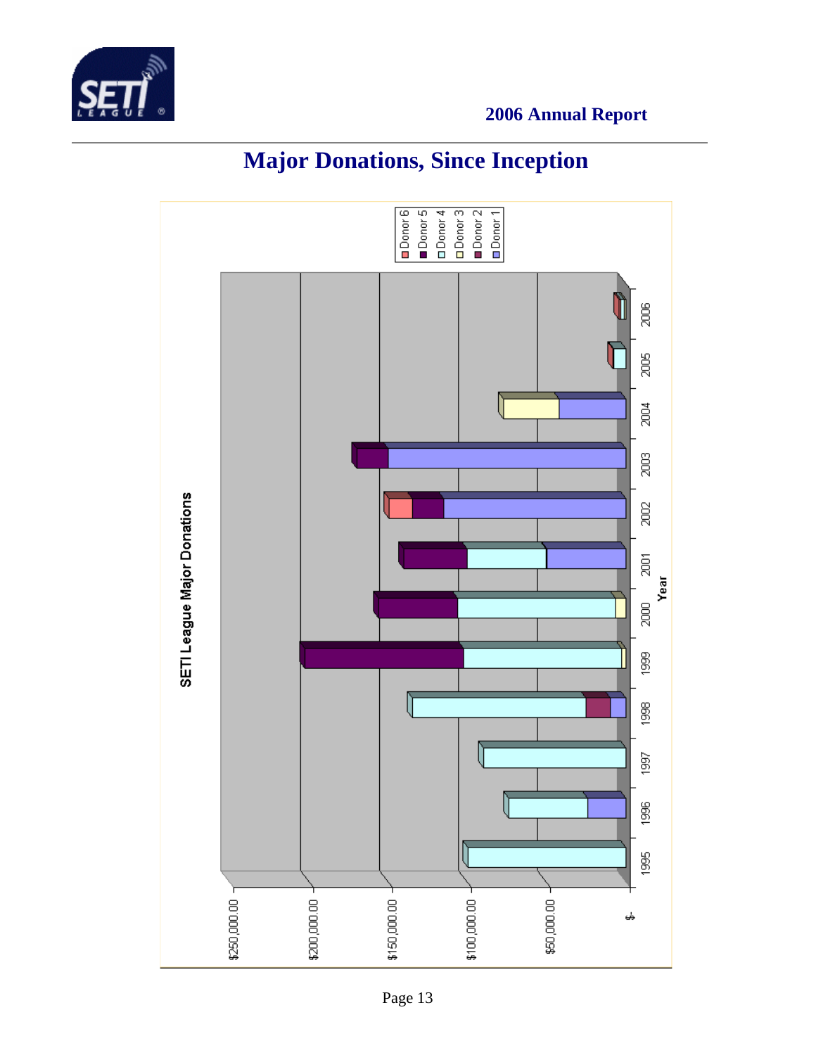# Major Donations, Since Inception

SETI League Major Donations

Donor 6
Donor 5
Donor 4
Donor 3
Donor 2
Donor 1

$250,000.00
$200,000.00
$150,000.00
$100,000.00
$50,000.00
$-

1995 1996 1997 1998 1999 2000 2001 2002 2003 2004 2005 2006

Year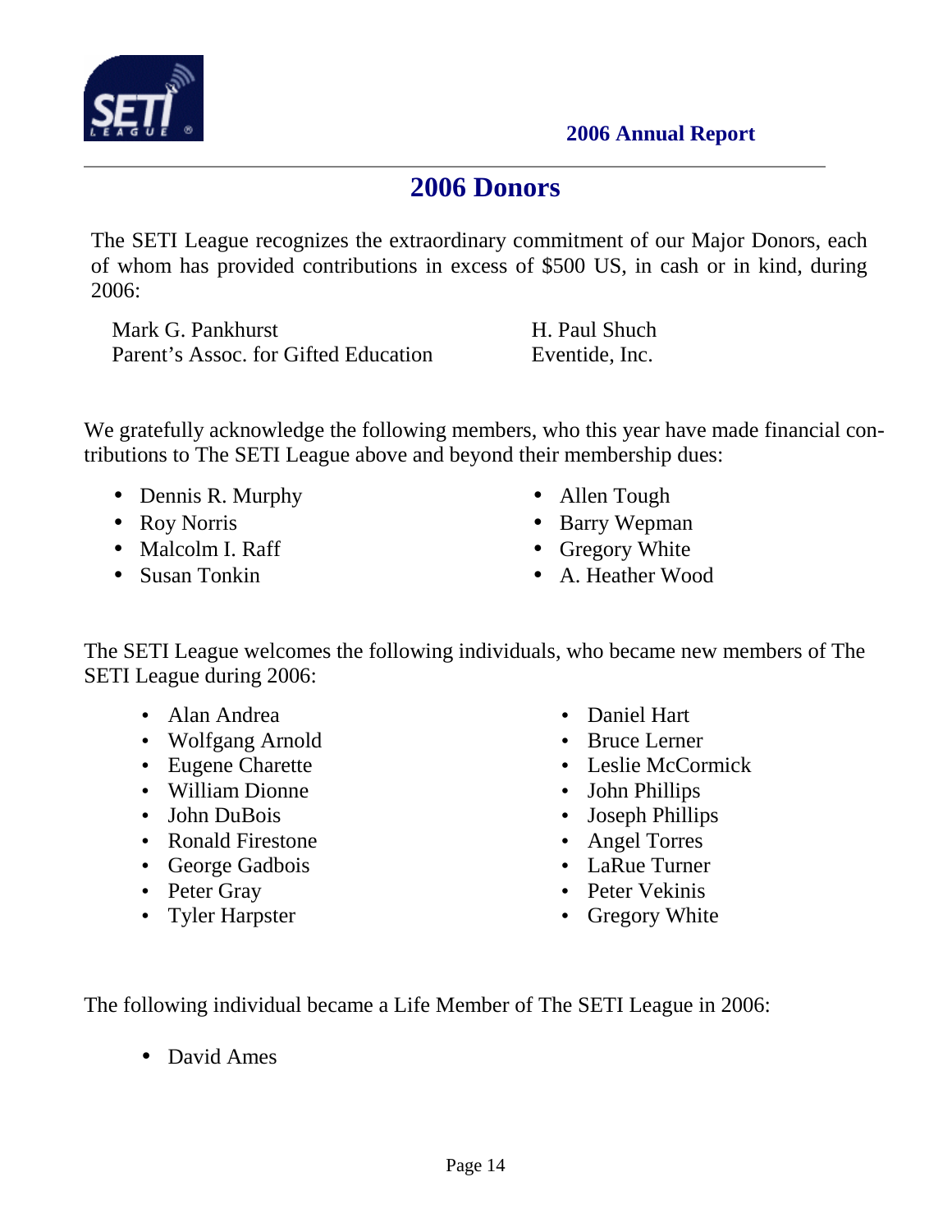## 2006 Donors

The SETI League recognizes the extraordinary commitment of our Major Donors, each of whom has provided contributions in excess of $500 US, in cash or in kind, during 2006:

Mark G. Pankhurst
Parent's Assoc. for Gifted Education
H. Paul Shuch
Eventide, Inc.

We gratefully acknowledge the following members, who this year have made financial contributions to The SETI League above and beyond their membership dues:

- Dennis R. Murphy
- Roy Norris
- Malcolm I. Raff
- Susan Tonkin
- Allen Tough
- Barry Wepman
- Gregory White
- A. Heather Wood

The SETI League welcomes the following individuals, who became new members of The SETI League during 2006:

- Alan Andrea
- Wolfgang Arnold
- Eugene Charette
- William Dionne
- John DuBois
- Ronald Firestone
- George Gadbois
- Peter Gray
- Tyler Harpster
- Daniel Hart
- Bruce Lerner
- Leslie McCormick
- John Phillips
- Joseph Phillips
- Angel Torres
- LaRue Turner
- Peter Vekinis
- Gregory White

The following individual became a Life Member of The SETI League in 2006:

- David Ames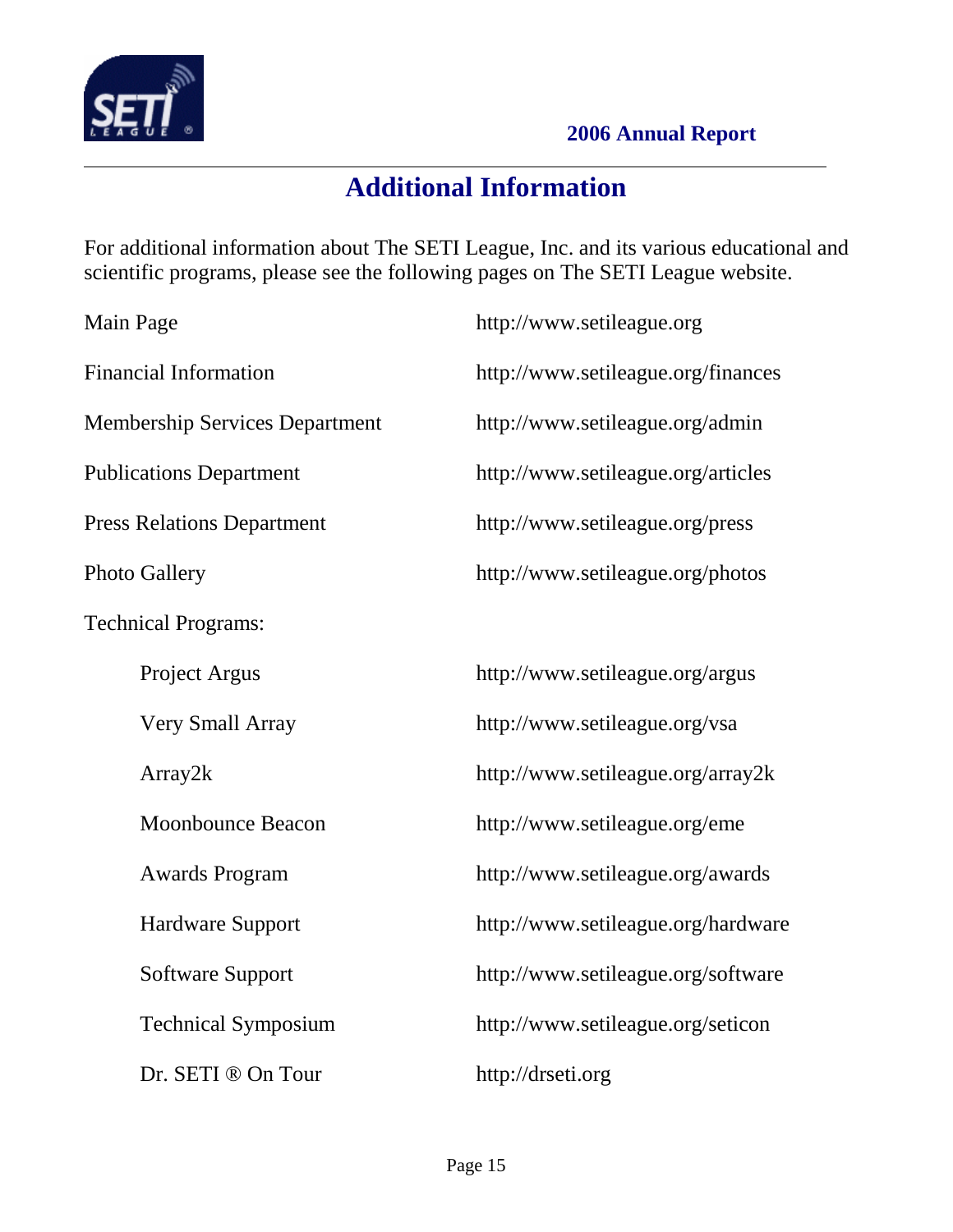# Additional Information

For additional information about The SETI League, Inc. and its various educational and scientific programs, please see the following pages on The SETI League website.

| | |
|---|---|
| Main Page | http://www.setileague.org |
| Financial Information | http://www.setileague.org/finances |
| Membership Services Department | http://www.setileague.org/admin |
| Publications Department | http://www.setileague.org/articles |
| Press Relations Department | http://www.setileague.org/press |
| Photo Gallery | http://www.setileague.org/photos |
| Technical Programs: | |
| Project Argus | http://www.setileague.org/argus |
| Very Small Array | http://www.setileague.org/vsa |
| Array2k | http://www.setileague.org/array2k |
| Moonbounce Beacon | http://www.setileague.org/eme |
| Awards Program | http://www.setileague.org/awards |
| Hardware Support | http://www.setileague.org/hardware |
| Software Support | http://www.setileague.org/software |
| Technical Symposium | http://www.setileague.org/seticon |
| Dr. SETI ® On Tour | http://drseti.org |